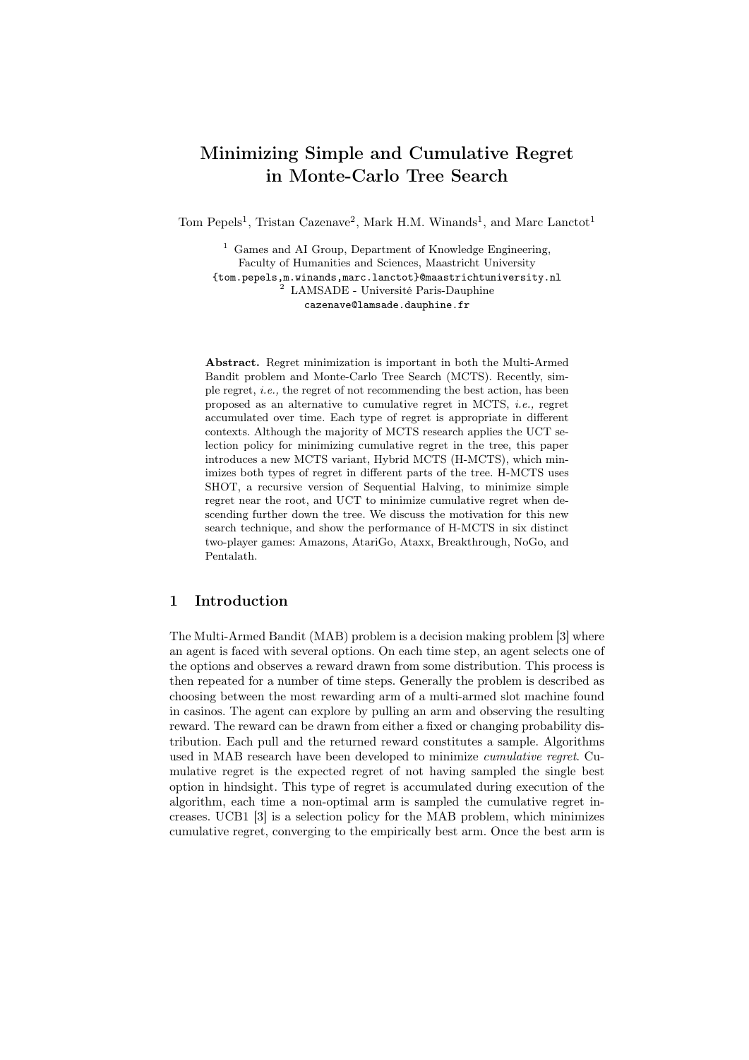# Minimizing Simple and Cumulative Regret in Monte-Carlo Tree Search

Tom Pepels[1], Tristan Cazenave[2], Mark H.M. Winands[1], and Marc Lanctot[1]

[1] Games and AI Group, Department of Knowledge Engineering, Faculty of Humanities and Sciences, Maastricht University
{tom.pepels,m.winands,marc.lanctot}@maastrichtuniversity.nl
[2] LAMSADE - Université Paris-Dauphine
cazenave@lamsade.dauphine.fr

**Abstract.** Regret minimization is important in both the Multi-Armed Bandit problem and Monte-Carlo Tree Search (MCTS). Recently, simple regret, *i.e.,* the regret of not recommending the best action, has been proposed as an alternative to cumulative regret in MCTS, *i.e.,* regret accumulated over time. Each type of regret is appropriate in different contexts. Although the majority of MCTS research applies the UCT selection policy for minimizing cumulative regret in the tree, this paper introduces a new MCTS variant, Hybrid MCTS (H-MCTS), which minimizes both types of regret in different parts of the tree. H-MCTS uses SHOT, a recursive version of Sequential Halving, to minimize simple regret near the root, and UCT to minimize cumulative regret when descending further down the tree. We discuss the motivation for this new search technique, and show the performance of H-MCTS in six distinct two-player games: Amazons, AtariGo, Ataxx, Breakthrough, NoGo, and Pentalath.

## 1 Introduction

The Multi-Armed Bandit (MAB) problem is a decision making problem [3] where an agent is faced with several options. On each time step, an agent selects one of the options and observes a reward drawn from some distribution. This process is then repeated for a number of time steps. Generally the problem is described as choosing between the most rewarding arm of a multi-armed slot machine found in casinos. The agent can explore by pulling an arm and observing the resulting reward. The reward can be drawn from either a fixed or changing probability distribution. Each pull and the returned reward constitutes a sample. Algorithms used in MAB research have been developed to minimize *cumulative regret*. Cumulative regret is the expected regret of not having sampled the single best option in hindsight. This type of regret is accumulated during execution of the algorithm, each time a non-optimal arm is sampled the cumulative regret increases. UCB1 [3] is a selection policy for the MAB problem, which minimizes cumulative regret, converging to the empirically best arm. Once the best arm is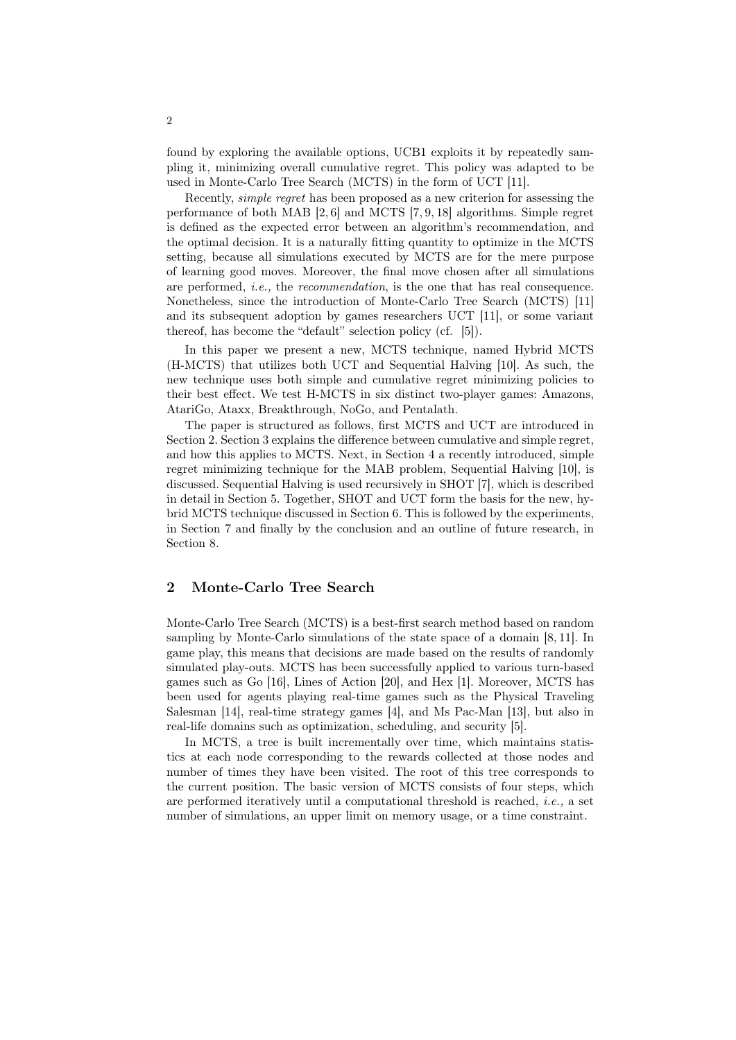found by exploring the available options, UCB1 exploits it by repeatedly sampling it, minimizing overall cumulative regret. This policy was adapted to be used in Monte-Carlo Tree Search (MCTS) in the form of UCT [11].

Recently, *simple regret* has been proposed as a new criterion for assessing the performance of both MAB [2, 6] and MCTS [7, 9, 18] algorithms. Simple regret is defined as the expected error between an algorithm's recommendation, and the optimal decision. It is a naturally fitting quantity to optimize in the MCTS setting, because all simulations executed by MCTS are for the mere purpose of learning good moves. Moreover, the final move chosen after all simulations are performed, *i.e.,* the *recommendation*, is the one that has real consequence. Nonetheless, since the introduction of Monte-Carlo Tree Search (MCTS) [11] and its subsequent adoption by games researchers UCT [11], or some variant thereof, has become the "default" selection policy (cf. [5]).

In this paper we present a new, MCTS technique, named Hybrid MCTS (H-MCTS) that utilizes both UCT and Sequential Halving [10]. As such, the new technique uses both simple and cumulative regret minimizing policies to their best effect. We test H-MCTS in six distinct two-player games: Amazons, AtariGo, Ataxx, Breakthrough, NoGo, and Pentalath.

The paper is structured as follows, first MCTS and UCT are introduced in Section 2. Section 3 explains the difference between cumulative and simple regret, and how this applies to MCTS. Next, in Section 4 a recently introduced, simple regret minimizing technique for the MAB problem, Sequential Halving [10], is discussed. Sequential Halving is used recursively in SHOT [7], which is described in detail in Section 5. Together, SHOT and UCT form the basis for the new, hybrid MCTS technique discussed in Section 6. This is followed by the experiments, in Section 7 and finally by the conclusion and an outline of future research, in Section 8.

## 2 Monte-Carlo Tree Search

Monte-Carlo Tree Search (MCTS) is a best-first search method based on random sampling by Monte-Carlo simulations of the state space of a domain [8, 11]. In game play, this means that decisions are made based on the results of randomly simulated play-outs. MCTS has been successfully applied to various turn-based games such as Go [16], Lines of Action [20], and Hex [1]. Moreover, MCTS has been used for agents playing real-time games such as the Physical Traveling Salesman [14], real-time strategy games [4], and Ms Pac-Man [13], but also in real-life domains such as optimization, scheduling, and security [5].

In MCTS, a tree is built incrementally over time, which maintains statistics at each node corresponding to the rewards collected at those nodes and number of times they have been visited. The root of this tree corresponds to the current position. The basic version of MCTS consists of four steps, which are performed iteratively until a computational threshold is reached, *i.e.,* a set number of simulations, an upper limit on memory usage, or a time constraint.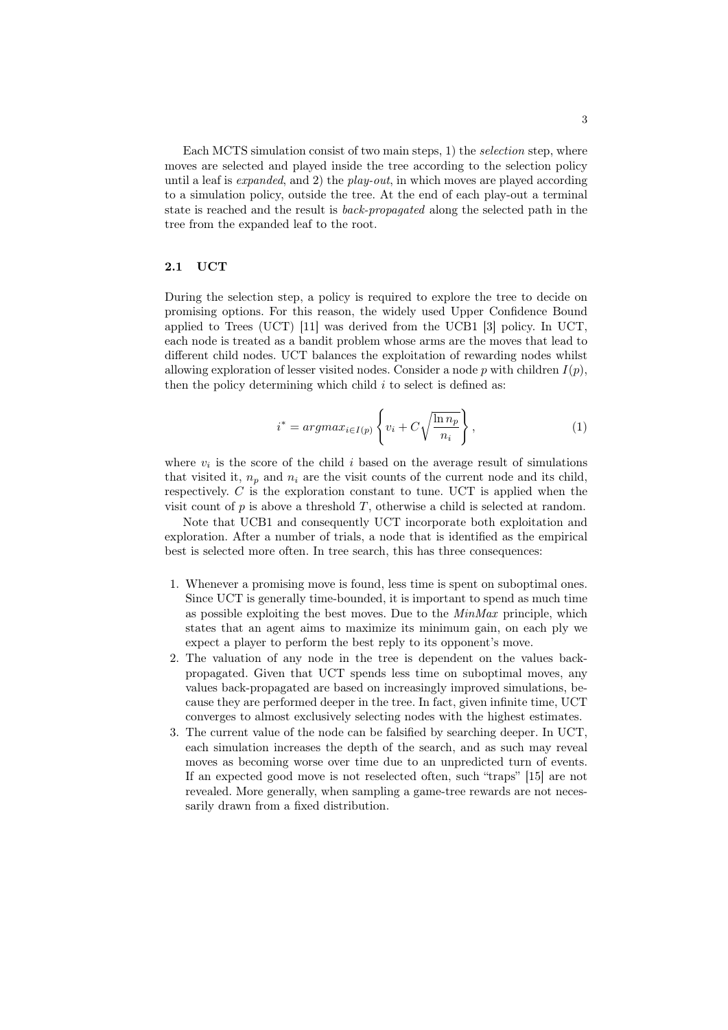Each MCTS simulation consist of two main steps, 1) the *selection* step, where moves are selected and played inside the tree according to the selection policy until a leaf is *expanded*, and 2) the *play-out*, in which moves are played according to a simulation policy, outside the tree. At the end of each play-out a terminal state is reached and the result is *back-propagated* along the selected path in the tree from the expanded leaf to the root.

### 2.1 UCT

During the selection step, a policy is required to explore the tree to decide on promising options. For this reason, the widely used Upper Confidence Bound applied to Trees (UCT) [11] was derived from the UCB1 [3] policy. In UCT, each node is treated as a bandit problem whose arms are the moves that lead to different child nodes. UCT balances the exploitation of rewarding nodes whilst allowing exploration of lesser visited nodes. Consider a node $p$ with children $I(p)$, then the policy determining which child $i$ to select is defined as:

$$i^* = argmax_{i \in I(p)} \left\{ v_i + C \sqrt{\frac{\ln n_p}{n_i}} \right\}, \tag{1}$$

where $v_i$ is the score of the child $i$ based on the average result of simulations that visited it, $n_p$ and $n_i$ are the visit counts of the current node and its child, respectively. $C$ is the exploration constant to tune. UCT is applied when the visit count of $p$ is above a threshold $T$, otherwise a child is selected at random.

Note that UCB1 and consequently UCT incorporate both exploitation and exploration. After a number of trials, a node that is identified as the empirical best is selected more often. In tree search, this has three consequences:

1. Whenever a promising move is found, less time is spent on suboptimal ones. Since UCT is generally time-bounded, it is important to spend as much time as possible exploiting the best moves. Due to the *MinMax* principle, which states that an agent aims to maximize its minimum gain, on each ply we expect a player to perform the best reply to its opponent's move.
2. The valuation of any node in the tree is dependent on the values back-propagated. Given that UCT spends less time on suboptimal moves, any values back-propagated are based on increasingly improved simulations, because they are performed deeper in the tree. In fact, given infinite time, UCT converges to almost exclusively selecting nodes with the highest estimates.
3. The current value of the node can be falsified by searching deeper. In UCT, each simulation increases the depth of the search, and as such may reveal moves as becoming worse over time due to an unpredicted turn of events. If an expected good move is not reselected often, such "traps" [15] are not revealed. More generally, when sampling a game-tree rewards are not necessarily drawn from a fixed distribution.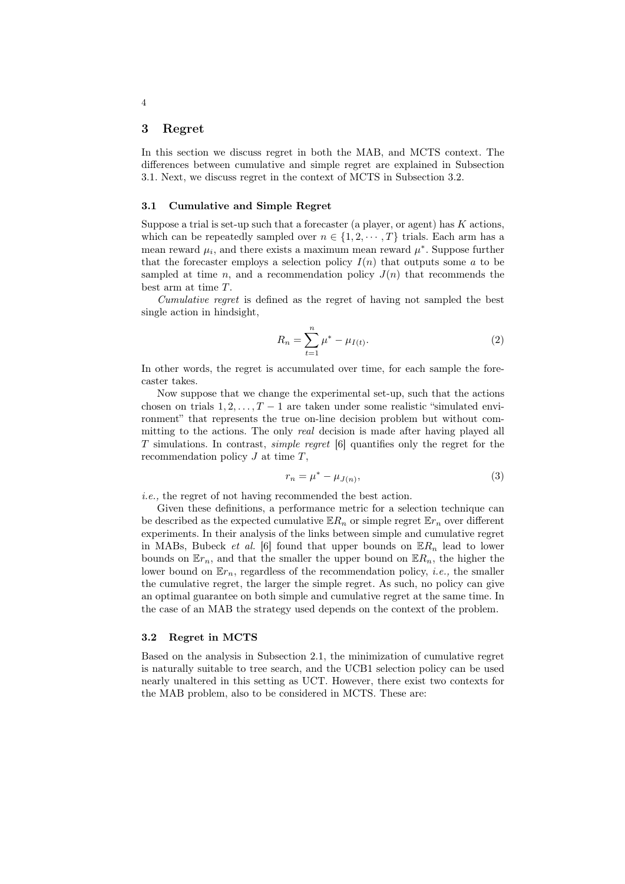## 3 Regret

In this section we discuss regret in both the MAB, and MCTS context. The differences between cumulative and simple regret are explained in Subsection 3.1. Next, we discuss regret in the context of MCTS in Subsection 3.2.

### 3.1 Cumulative and Simple Regret

Suppose a trial is set-up such that a forecaster (a player, or agent) has $K$ actions, which can be repeatedly sampled over $n \in \{1, 2, \cdots, T\}$ trials. Each arm has a mean reward $\mu_i$, and there exists a maximum mean reward $\mu^*$. Suppose further that the forecaster employs a selection policy $I(n)$ that outputs some $a$ to be sampled at time $n$, and a recommendation policy $J(n)$ that recommends the best arm at time $T$.

*Cumulative regret* is defined as the regret of having not sampled the best single action in hindsight,

$$R_n = \sum_{t=1}^{n} \mu^* - \mu_{I(t)}. \tag{2}$$

In other words, the regret is accumulated over time, for each sample the forecaster takes.

Now suppose that we change the experimental set-up, such that the actions chosen on trials $1, 2, \ldots, T-1$ are taken under some realistic "simulated environment" that represents the true on-line decision problem but without committing to the actions. The only *real* decision is made after having played all $T$ simulations. In contrast, *simple regret* [6] quantifies only the regret for the recommendation policy $J$ at time $T$,

$$r_n = \mu^* - \mu_{J(n)}, \tag{3}$$

*i.e.,* the regret of not having recommended the best action.

Given these definitions, a performance metric for a selection technique can be described as the expected cumulative $\mathbb{E}R_n$ or simple regret $\mathbb{E}r_n$ over different experiments. In their analysis of the links between simple and cumulative regret in MABs, Bubeck *et al.* [6] found that upper bounds on $\mathbb{E}R_n$ lead to lower bounds on $\mathbb{E}r_n$, and that the smaller the upper bound on $\mathbb{E}R_n$, the higher the lower bound on $\mathbb{E}r_n$, regardless of the recommendation policy, *i.e.,* the smaller the cumulative regret, the larger the simple regret. As such, no policy can give an optimal guarantee on both simple and cumulative regret at the same time. In the case of an MAB the strategy used depends on the context of the problem.

### 3.2 Regret in MCTS

Based on the analysis in Subsection 2.1, the minimization of cumulative regret is naturally suitable to tree search, and the UCB1 selection policy can be used nearly unaltered in this setting as UCT. However, there exist two contexts for the MAB problem, also to be considered in MCTS. These are: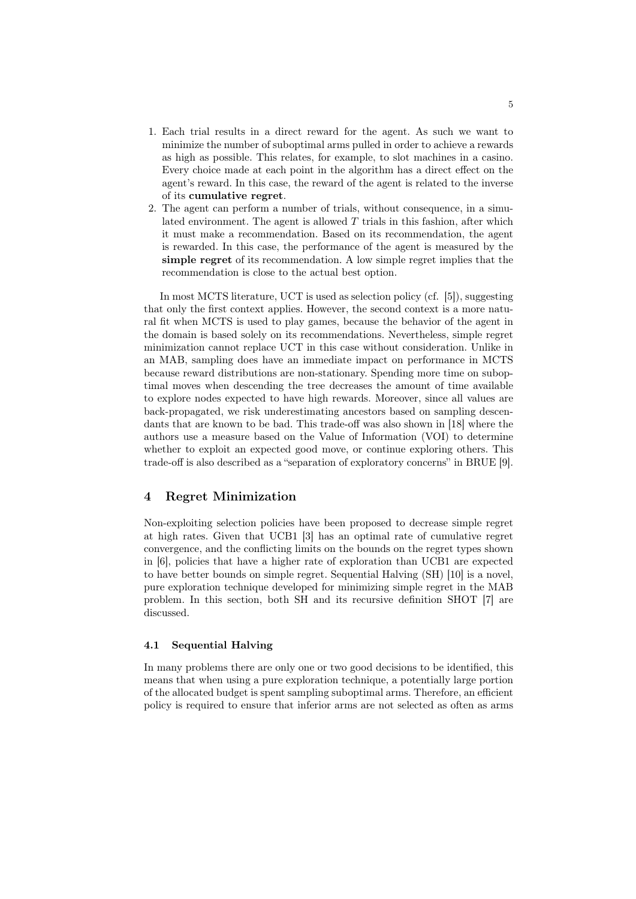1. Each trial results in a direct reward for the agent. As such we want to minimize the number of suboptimal arms pulled in order to achieve a rewards as high as possible. This relates, for example, to slot machines in a casino. Every choice made at each point in the algorithm has a direct effect on the agent's reward. In this case, the reward of the agent is related to the inverse of its **cumulative regret**.
2. The agent can perform a number of trials, without consequence, in a simulated environment. The agent is allowed $T$ trials in this fashion, after which it must make a recommendation. Based on its recommendation, the agent is rewarded. In this case, the performance of the agent is measured by the **simple regret** of its recommendation. A low simple regret implies that the recommendation is close to the actual best option.

In most MCTS literature, UCT is used as selection policy (cf. [5]), suggesting that only the first context applies. However, the second context is a more natural fit when MCTS is used to play games, because the behavior of the agent in the domain is based solely on its recommendations. Nevertheless, simple regret minimization cannot replace UCT in this case without consideration. Unlike in an MAB, sampling does have an immediate impact on performance in MCTS because reward distributions are non-stationary. Spending more time on suboptimal moves when descending the tree decreases the amount of time available to explore nodes expected to have high rewards. Moreover, since all values are back-propagated, we risk underestimating ancestors based on sampling descendants that are known to be bad. This trade-off was also shown in [18] where the authors use a measure based on the Value of Information (VOI) to determine whether to exploit an expected good move, or continue exploring others. This trade-off is also described as a "separation of exploratory concerns" in BRUE [9].

## 4 Regret Minimization

Non-exploiting selection policies have been proposed to decrease simple regret at high rates. Given that UCB1 [3] has an optimal rate of cumulative regret convergence, and the conflicting limits on the bounds on the regret types shown in [6], policies that have a higher rate of exploration than UCB1 are expected to have better bounds on simple regret. Sequential Halving (SH) [10] is a novel, pure exploration technique developed for minimizing simple regret in the MAB problem. In this section, both SH and its recursive definition SHOT [7] are discussed.

### 4.1 Sequential Halving

In many problems there are only one or two good decisions to be identified, this means that when using a pure exploration technique, a potentially large portion of the allocated budget is spent sampling suboptimal arms. Therefore, an efficient policy is required to ensure that inferior arms are not selected as often as arms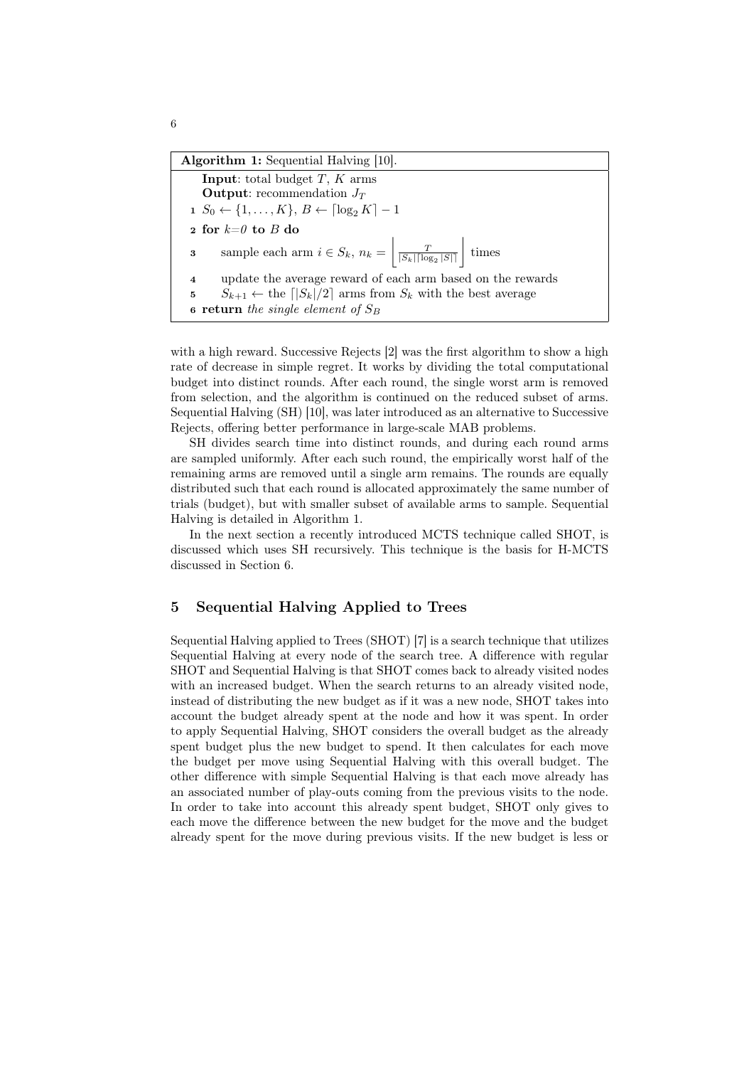**Algorithm 1:** Sequential Halving [10].

**Input**: total budget $T$, $K$ arms
**Output**: recommendation $J_T$

1. $S_0 \leftarrow \{1, \ldots, K\}$, $B \leftarrow \lceil \log_2 K \rceil - 1$
2. **for** $k$=*0* **to** $B$ **do**
3. sample each arm $i \in S_k$, $n_k = \left\lfloor \frac{T}{|S_k| \lceil \log_2 |S| \rceil} \right\rfloor$ times
4. update the average reward of each arm based on the rewards
5. $S_{k+1} \leftarrow$ the $\lceil |S_k|/2 \rceil$ arms from $S_k$ with the best average
6. **return** *the single element of* $S_B$

with a high reward. Successive Rejects [2] was the first algorithm to show a high rate of decrease in simple regret. It works by dividing the total computational budget into distinct rounds. After each round, the single worst arm is removed from selection, and the algorithm is continued on the reduced subset of arms. Sequential Halving (SH) [10], was later introduced as an alternative to Successive Rejects, offering better performance in large-scale MAB problems.

SH divides search time into distinct rounds, and during each round arms are sampled uniformly. After each such round, the empirically worst half of the remaining arms are removed until a single arm remains. The rounds are equally distributed such that each round is allocated approximately the same number of trials (budget), but with smaller subset of available arms to sample. Sequential Halving is detailed in Algorithm 1.

In the next section a recently introduced MCTS technique called SHOT, is discussed which uses SH recursively. This technique is the basis for H-MCTS discussed in Section 6.

## 5 Sequential Halving Applied to Trees

Sequential Halving applied to Trees (SHOT) [7] is a search technique that utilizes Sequential Halving at every node of the search tree. A difference with regular SHOT and Sequential Halving is that SHOT comes back to already visited nodes with an increased budget. When the search returns to an already visited node, instead of distributing the new budget as if it was a new node, SHOT takes into account the budget already spent at the node and how it was spent. In order to apply Sequential Halving, SHOT considers the overall budget as the already spent budget plus the new budget to spend. It then calculates for each move the budget per move using Sequential Halving with this overall budget. The other difference with simple Sequential Halving is that each move already has an associated number of play-outs coming from the previous visits to the node. In order to take into account this already spent budget, SHOT only gives to each move the difference between the new budget for the move and the budget already spent for the move during previous visits. If the new budget is less or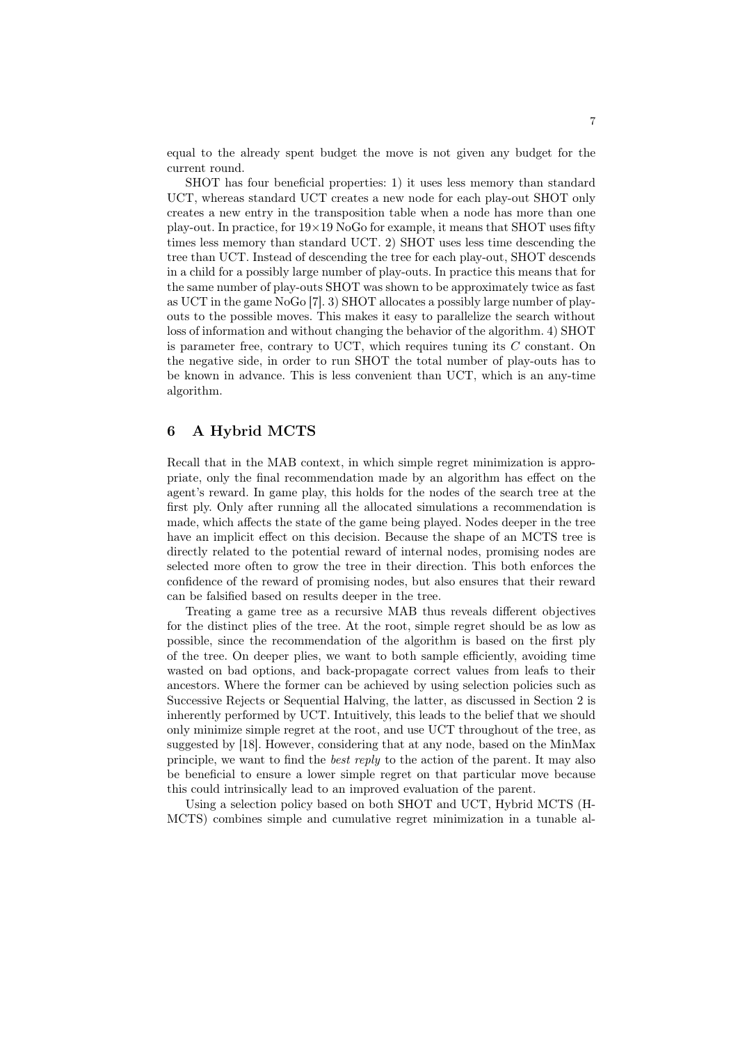equal to the already spent budget the move is not given any budget for the current round.

SHOT has four beneficial properties: 1) it uses less memory than standard UCT, whereas standard UCT creates a new node for each play-out SHOT only creates a new entry in the transposition table when a node has more than one play-out. In practice, for 19×19 NoGo for example, it means that SHOT uses fifty times less memory than standard UCT. 2) SHOT uses less time descending the tree than UCT. Instead of descending the tree for each play-out, SHOT descends in a child for a possibly large number of play-outs. In practice this means that for the same number of play-outs SHOT was shown to be approximately twice as fast as UCT in the game NoGo [7]. 3) SHOT allocates a possibly large number of play-outs to the possible moves. This makes it easy to parallelize the search without loss of information and without changing the behavior of the algorithm. 4) SHOT is parameter free, contrary to UCT, which requires tuning its $C$ constant. On the negative side, in order to run SHOT the total number of play-outs has to be known in advance. This is less convenient than UCT, which is an any-time algorithm.

## 6 A Hybrid MCTS

Recall that in the MAB context, in which simple regret minimization is appropriate, only the final recommendation made by an algorithm has effect on the agent's reward. In game play, this holds for the nodes of the search tree at the first ply. Only after running all the allocated simulations a recommendation is made, which affects the state of the game being played. Nodes deeper in the tree have an implicit effect on this decision. Because the shape of an MCTS tree is directly related to the potential reward of internal nodes, promising nodes are selected more often to grow the tree in their direction. This both enforces the confidence of the reward of promising nodes, but also ensures that their reward can be falsified based on results deeper in the tree.

Treating a game tree as a recursive MAB thus reveals different objectives for the distinct plies of the tree. At the root, simple regret should be as low as possible, since the recommendation of the algorithm is based on the first ply of the tree. On deeper plies, we want to both sample efficiently, avoiding time wasted on bad options, and back-propagate correct values from leafs to their ancestors. Where the former can be achieved by using selection policies such as Successive Rejects or Sequential Halving, the latter, as discussed in Section 2 is inherently performed by UCT. Intuitively, this leads to the belief that we should only minimize simple regret at the root, and use UCT throughout of the tree, as suggested by [18]. However, considering that at any node, based on the MinMax principle, we want to find the *best reply* to the action of the parent. It may also be beneficial to ensure a lower simple regret on that particular move because this could intrinsically lead to an improved evaluation of the parent.

Using a selection policy based on both SHOT and UCT, Hybrid MCTS (H-MCTS) combines simple and cumulative regret minimization in a tunable al-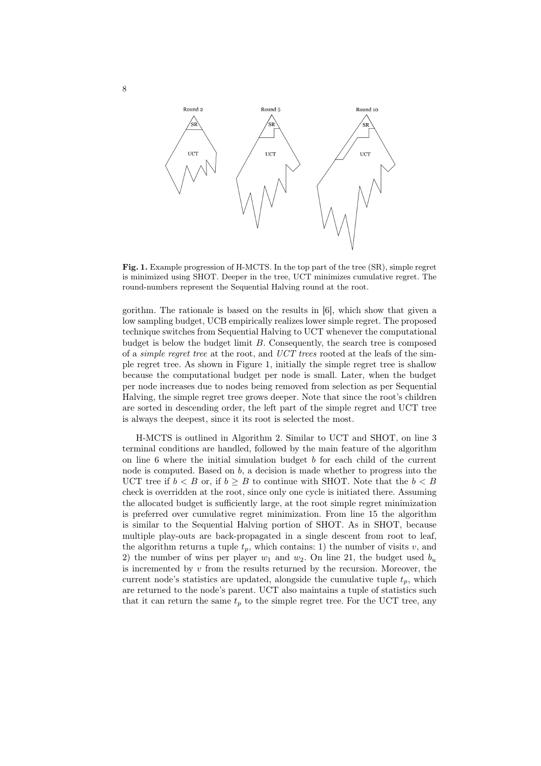**Fig. 1.** Example progression of H-MCTS. In the top part of the tree (SR), simple regret is minimized using SHOT. Deeper in the tree, UCT minimizes cumulative regret. The round-numbers represent the Sequential Halving round at the root.

gorithm. The rationale is based on the results in [6], which show that given a low sampling budget, UCB empirically realizes lower simple regret. The proposed technique switches from Sequential Halving to UCT whenever the computational budget is below the budget limit $B$. Consequently, the search tree is composed of a *simple regret tree* at the root, and *UCT trees* rooted at the leafs of the simple regret tree. As shown in Figure 1, initially the simple regret tree is shallow because the computational budget per node is small. Later, when the budget per node increases due to nodes being removed from selection as per Sequential Halving, the simple regret tree grows deeper. Note that since the root's children are sorted in descending order, the left part of the simple regret and UCT tree is always the deepest, since it its root is selected the most.

H-MCTS is outlined in Algorithm 2. Similar to UCT and SHOT, on line 3 terminal conditions are handled, followed by the main feature of the algorithm on line 6 where the initial simulation budget $b$ for each child of the current node is computed. Based on $b$, a decision is made whether to progress into the UCT tree if $b < B$ or, if $b \geq B$ to continue with SHOT. Note that the $b < B$ check is overridden at the root, since only one cycle is initiated there. Assuming the allocated budget is sufficiently large, at the root simple regret minimization is preferred over cumulative regret minimization. From line 15 the algorithm is similar to the Sequential Halving portion of SHOT. As in SHOT, because multiple play-outs are back-propagated in a single descent from root to leaf, the algorithm returns a tuple $t_p$, which contains: 1) the number of visits $v$, and 2) the number of wins per player $w_1$ and $w_2$. On line 21, the budget used $b_u$ is incremented by $v$ from the results returned by the recursion. Moreover, the current node's statistics are updated, alongside the cumulative tuple $t_p$, which are returned to the node's parent. UCT also maintains a tuple of statistics such that it can return the same $t_p$ to the simple regret tree. For the UCT tree, any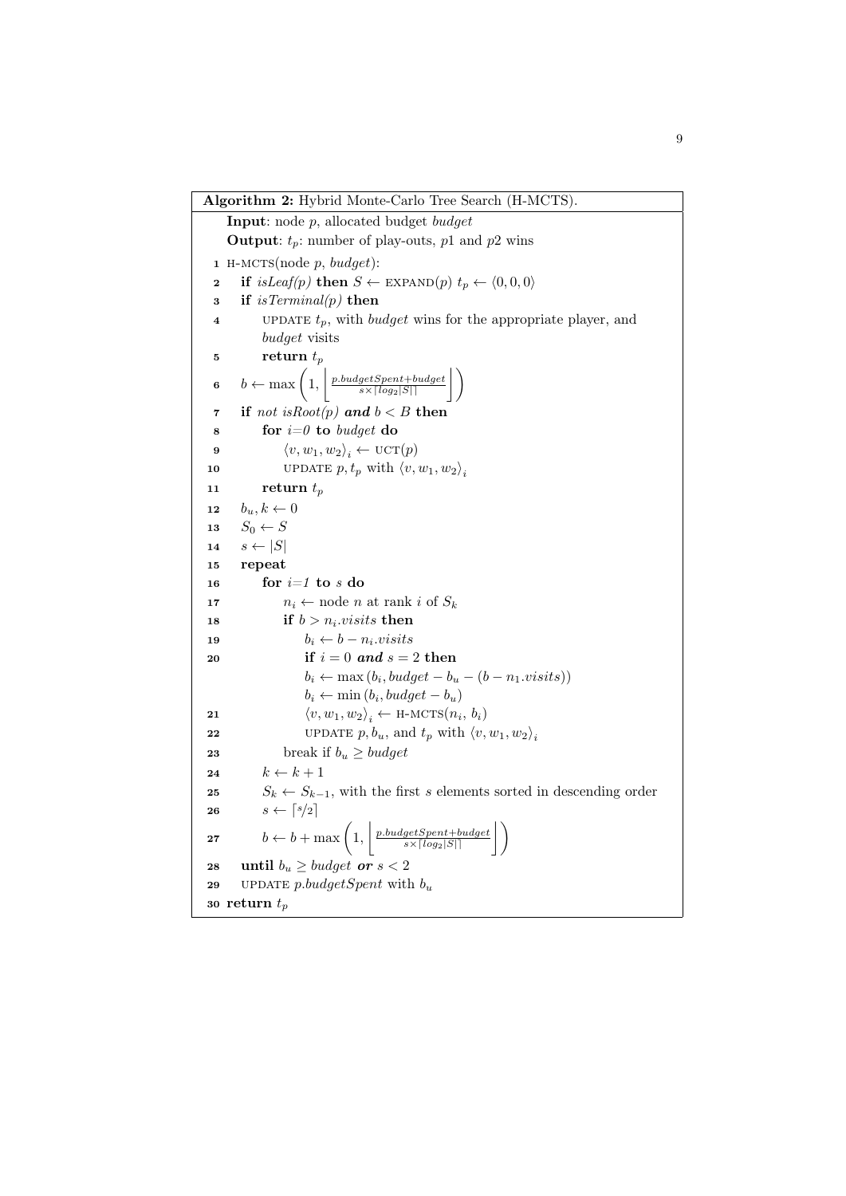**Algorithm 2:** Hybrid Monte-Carlo Tree Search (H-MCTS).

```
    Input: node p, allocated budget budget
    Output: t_p: number of play-outs, p1 and p2 wins
 1  H-MCTS(node p, budget):
 2      if isLeaf(p) then S ← EXPAND(p) t_p ← ⟨0, 0, 0⟩
 3      if isTerminal(p) then
 4          UPDATE t_p, with budget wins for the appropriate player, and
            budget visits
 5          return t_p
 6      b ← max(1, ⌊ (p.budgetSpent + budget) / (s × ⌈log_2 |S|⌉) ⌋)
 7      if not isRoot(p) and b < B then
 8          for i=0 to budget do
 9              ⟨v, w_1, w_2⟩_i ← UCT(p)
10              UPDATE p, t_p with ⟨v, w_1, w_2⟩_i
11          return t_p
12      b_u, k ← 0
13      S_0 ← S
14      s ← |S|
15      repeat
16          for i=1 to s do
17              n_i ← node n at rank i of S_k
18              if b > n_i.visits then
19                  b_i ← b − n_i.visits
20                  if i = 0 and s = 2 then
                        b_i ← max(b_i, budget − b_u − (b − n_1.visits))
                    b_i ← min(b_i, budget − b_u)
21                  ⟨v, w_1, w_2⟩_i ← H-MCTS(n_i, b_i)
22                  UPDATE p, b_u, and t_p with ⟨v, w_1, w_2⟩_i
23              break if b_u ≥ budget
24          k ← k + 1
25          S_k ← S_{k−1}, with the first s elements sorted in descending order
26          s ← ⌈s/2⌉
27          b ← b + max(1, ⌊ (p.budgetSpent + budget) / (s × ⌈log_2 |S|⌉) ⌋)
28      until b_u ≥ budget or s < 2
29      UPDATE p.budgetSpent with b_u
30  return t_p
```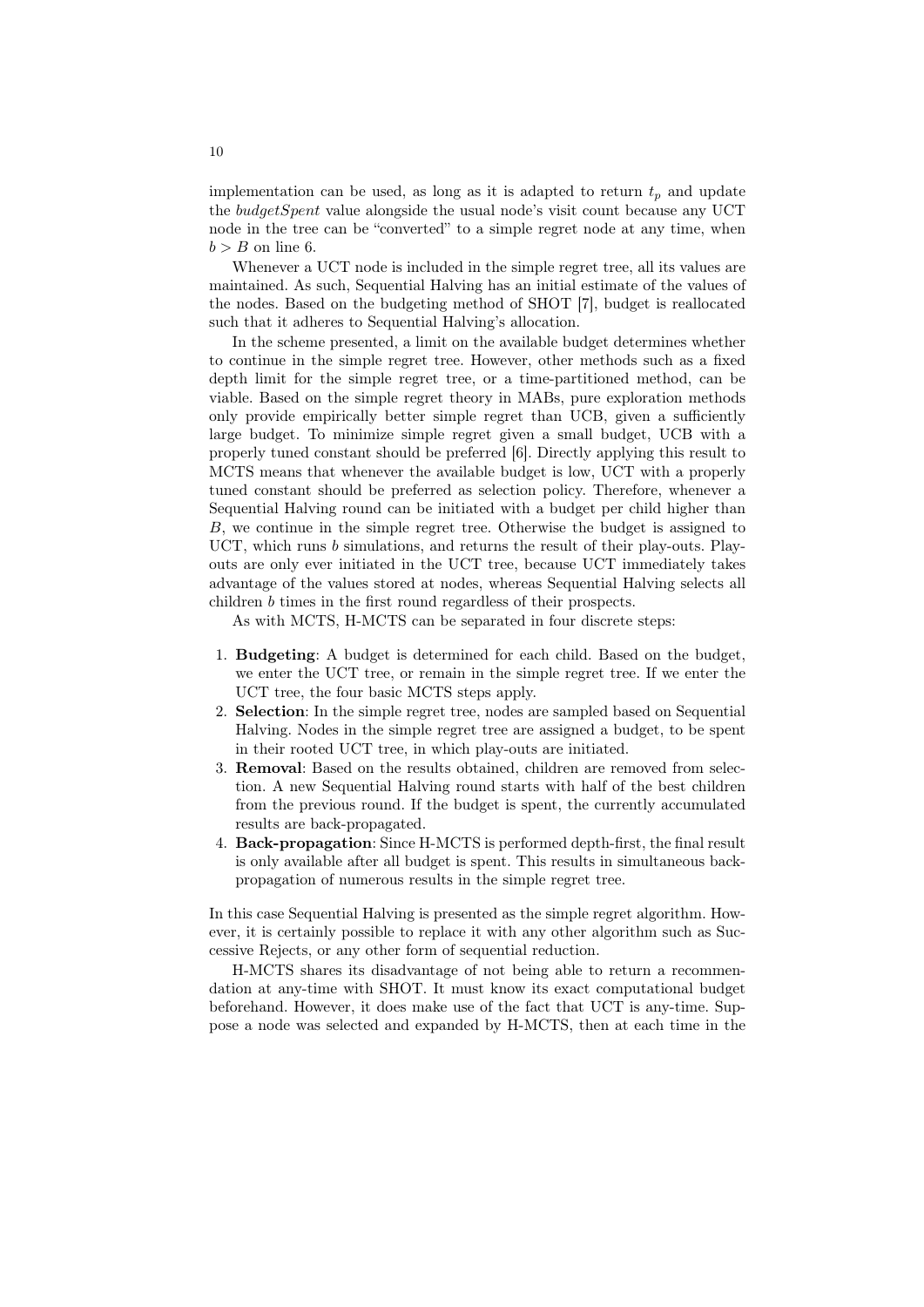implementation can be used, as long as it is adapted to return $t_p$ and update the *budgetSpent* value alongside the usual node's visit count because any UCT node in the tree can be "converted" to a simple regret node at any time, when $b > B$ on line 6.

Whenever a UCT node is included in the simple regret tree, all its values are maintained. As such, Sequential Halving has an initial estimate of the values of the nodes. Based on the budgeting method of SHOT [7], budget is reallocated such that it adheres to Sequential Halving's allocation.

In the scheme presented, a limit on the available budget determines whether to continue in the simple regret tree. However, other methods such as a fixed depth limit for the simple regret tree, or a time-partitioned method, can be viable. Based on the simple regret theory in MABs, pure exploration methods only provide empirically better simple regret than UCB, given a sufficiently large budget. To minimize simple regret given a small budget, UCB with a properly tuned constant should be preferred [6]. Directly applying this result to MCTS means that whenever the available budget is low, UCT with a properly tuned constant should be preferred as selection policy. Therefore, whenever a Sequential Halving round can be initiated with a budget per child higher than $B$, we continue in the simple regret tree. Otherwise the budget is assigned to UCT, which runs $b$ simulations, and returns the result of their play-outs. Play-outs are only ever initiated in the UCT tree, because UCT immediately takes advantage of the values stored at nodes, whereas Sequential Halving selects all children $b$ times in the first round regardless of their prospects.

As with MCTS, H-MCTS can be separated in four discrete steps:

1. **Budgeting**: A budget is determined for each child. Based on the budget, we enter the UCT tree, or remain in the simple regret tree. If we enter the UCT tree, the four basic MCTS steps apply.
2. **Selection**: In the simple regret tree, nodes are sampled based on Sequential Halving. Nodes in the simple regret tree are assigned a budget, to be spent in their rooted UCT tree, in which play-outs are initiated.
3. **Removal**: Based on the results obtained, children are removed from selection. A new Sequential Halving round starts with half of the best children from the previous round. If the budget is spent, the currently accumulated results are back-propagated.
4. **Back-propagation**: Since H-MCTS is performed depth-first, the final result is only available after all budget is spent. This results in simultaneous back-propagation of numerous results in the simple regret tree.

In this case Sequential Halving is presented as the simple regret algorithm. However, it is certainly possible to replace it with any other algorithm such as Successive Rejects, or any other form of sequential reduction.

H-MCTS shares its disadvantage of not being able to return a recommendation at any-time with SHOT. It must know its exact computational budget beforehand. However, it does make use of the fact that UCT is any-time. Suppose a node was selected and expanded by H-MCTS, then at each time in the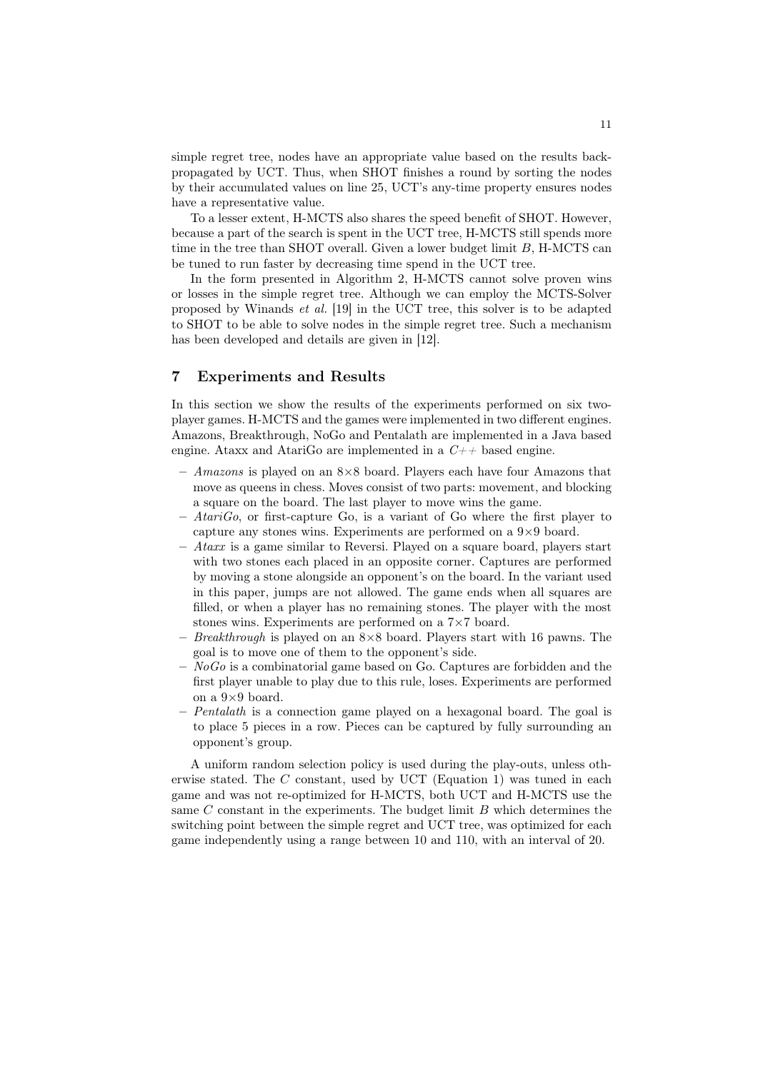simple regret tree, nodes have an appropriate value based on the results back-propagated by UCT. Thus, when SHOT finishes a round by sorting the nodes by their accumulated values on line 25, UCT's any-time property ensures nodes have a representative value.

To a lesser extent, H-MCTS also shares the speed benefit of SHOT. However, because a part of the search is spent in the UCT tree, H-MCTS still spends more time in the tree than SHOT overall. Given a lower budget limit $B$, H-MCTS can be tuned to run faster by decreasing time spend in the UCT tree.

In the form presented in Algorithm 2, H-MCTS cannot solve proven wins or losses in the simple regret tree. Although we can employ the MCTS-Solver proposed by Winands *et al.* [19] in the UCT tree, this solver is to be adapted to SHOT to be able to solve nodes in the simple regret tree. Such a mechanism has been developed and details are given in [12].

## 7 Experiments and Results

In this section we show the results of the experiments performed on six two-player games. H-MCTS and the games were implemented in two different engines. Amazons, Breakthrough, NoGo and Pentalath are implemented in a Java based engine. Ataxx and AtariGo are implemented in a *C++* based engine.

- *Amazons* is played on an 8×8 board. Players each have four Amazons that move as queens in chess. Moves consist of two parts: movement, and blocking a square on the board. The last player to move wins the game.
- *AtariGo*, or first-capture Go, is a variant of Go where the first player to capture any stones wins. Experiments are performed on a 9×9 board.
- *Ataxx* is a game similar to Reversi. Played on a square board, players start with two stones each placed in an opposite corner. Captures are performed by moving a stone alongside an opponent's on the board. In the variant used in this paper, jumps are not allowed. The game ends when all squares are filled, or when a player has no remaining stones. The player with the most stones wins. Experiments are performed on a 7×7 board.
- *Breakthrough* is played on an 8×8 board. Players start with 16 pawns. The goal is to move one of them to the opponent's side.
- *NoGo* is a combinatorial game based on Go. Captures are forbidden and the first player unable to play due to this rule, loses. Experiments are performed on a 9×9 board.
- *Pentalath* is a connection game played on a hexagonal board. The goal is to place 5 pieces in a row. Pieces can be captured by fully surrounding an opponent's group.

A uniform random selection policy is used during the play-outs, unless otherwise stated. The $C$ constant, used by UCT (Equation 1) was tuned in each game and was not re-optimized for H-MCTS, both UCT and H-MCTS use the same $C$ constant in the experiments. The budget limit $B$ which determines the switching point between the simple regret and UCT tree, was optimized for each game independently using a range between 10 and 110, with an interval of 20.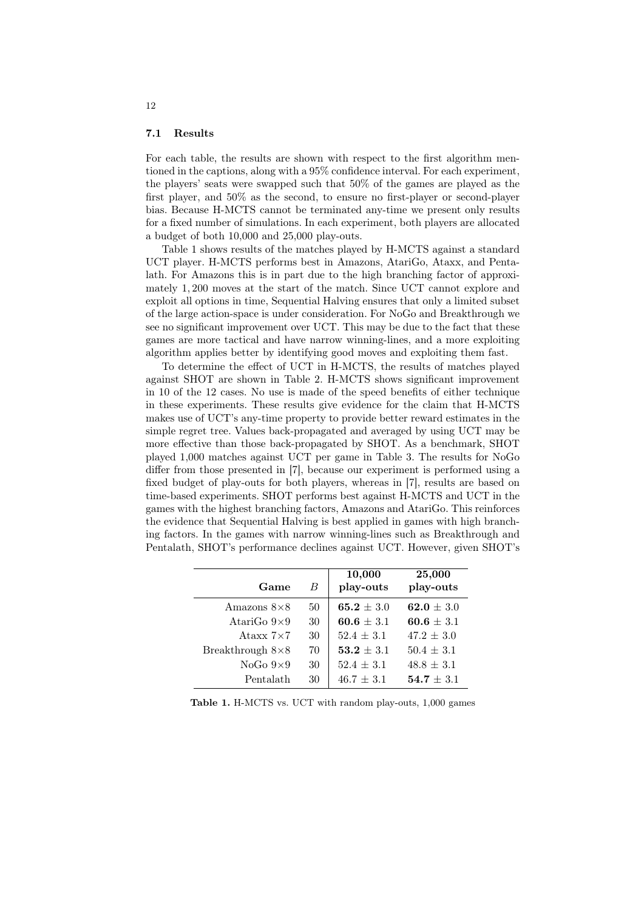### 7.1 Results

For each table, the results are shown with respect to the first algorithm mentioned in the captions, along with a 95% confidence interval. For each experiment, the players' seats were swapped such that 50% of the games are played as the first player, and 50% as the second, to ensure no first-player or second-player bias. Because H-MCTS cannot be terminated any-time we present only results for a fixed number of simulations. In each experiment, both players are allocated a budget of both 10,000 and 25,000 play-outs.

Table 1 shows results of the matches played by H-MCTS against a standard UCT player. H-MCTS performs best in Amazons, AtariGo, Ataxx, and Pentalath. For Amazons this is in part due to the high branching factor of approximately 1,200 moves at the start of the match. Since UCT cannot explore and exploit all options in time, Sequential Halving ensures that only a limited subset of the large action-space is under consideration. For NoGo and Breakthrough we see no significant improvement over UCT. This may be due to the fact that these games are more tactical and have narrow winning-lines, and a more exploiting algorithm applies better by identifying good moves and exploiting them fast.

To determine the effect of UCT in H-MCTS, the results of matches played against SHOT are shown in Table 2. H-MCTS shows significant improvement in 10 of the 12 cases. No use is made of the speed benefits of either technique in these experiments. These results give evidence for the claim that H-MCTS makes use of UCT's any-time property to provide better reward estimates in the simple regret tree. Values back-propagated and averaged by using UCT may be more effective than those back-propagated by SHOT. As a benchmark, SHOT played 1,000 matches against UCT per game in Table 3. The results for NoGo differ from those presented in [7], because our experiment is performed using a fixed budget of play-outs for both players, whereas in [7], results are based on time-based experiments. SHOT performs best against H-MCTS and UCT in the games with the highest branching factors, Amazons and AtariGo. This reinforces the evidence that Sequential Halving is best applied in games with high branching factors. In the games with narrow winning-lines such as Breakthrough and Pentalath, SHOT's performance declines against UCT. However, given SHOT's

| Game | $B$ | 10,000 play-outs | 25,000 play-outs |
|---:|---|---|---|
| Amazons 8×8 | 50 | **65.2** ± 3.0 | **62.0** ± 3.0 |
| AtariGo 9×9 | 30 | **60.6** ± 3.1 | **60.6** ± 3.1 |
| Ataxx 7×7 | 30 | 52.4 ± 3.1 | 47.2 ± 3.0 |
| Breakthrough 8×8 | 70 | **53.2** ± 3.1 | 50.4 ± 3.1 |
| NoGo 9×9 | 30 | 52.4 ± 3.1 | 48.8 ± 3.1 |
| Pentalath | 30 | 46.7 ± 3.1 | **54.7** ± 3.1 |

**Table 1.** H-MCTS vs. UCT with random play-outs, 1,000 games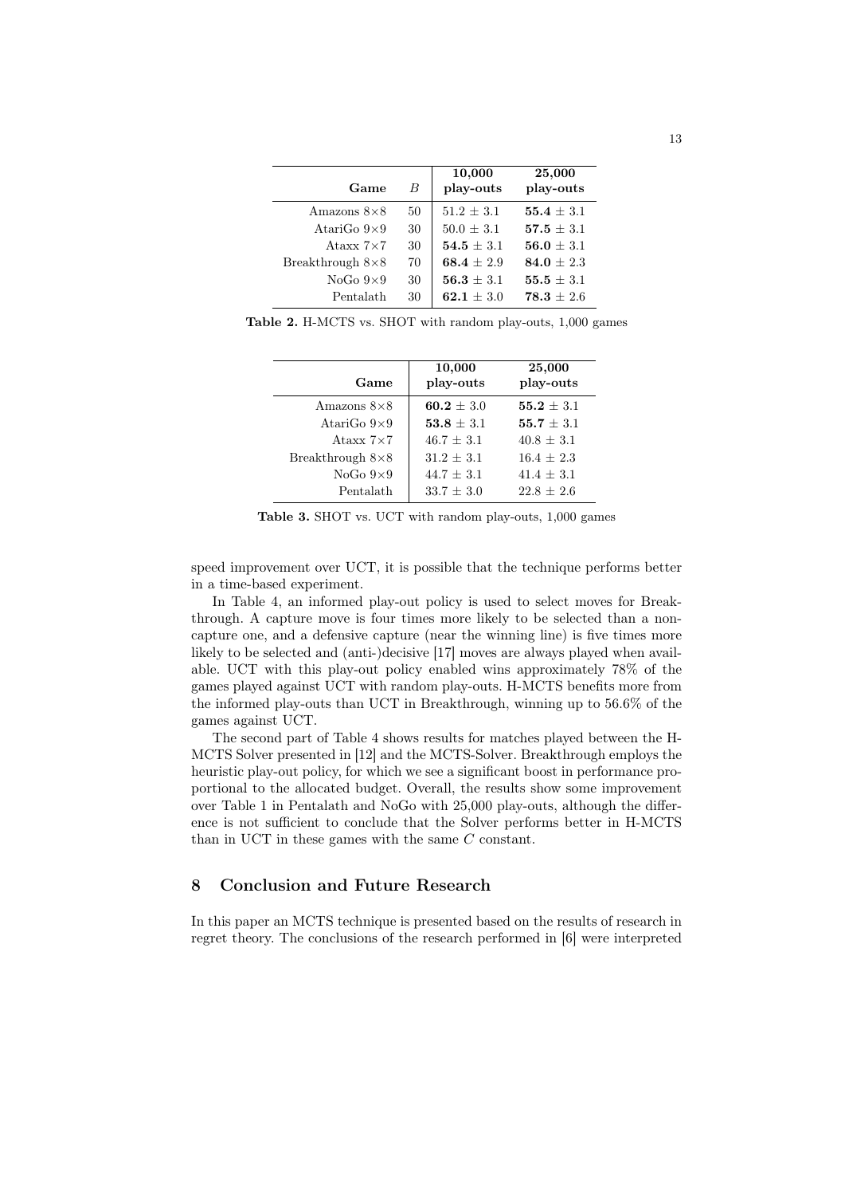| Game | $B$ | **10,000 play-outs** | **25,000 play-outs** |
|---|---|---|---|
| Amazons 8×8 | 50 | $51.2 \pm 3.1$ | $\mathbf{55.4} \pm 3.1$ |
| AtariGo 9×9 | 30 | $50.0 \pm 3.1$ | $\mathbf{57.5} \pm 3.1$ |
| Ataxx 7×7 | 30 | $\mathbf{54.5} \pm 3.1$ | $\mathbf{56.0} \pm 3.1$ |
| Breakthrough 8×8 | 70 | $\mathbf{68.4} \pm 2.9$ | $\mathbf{84.0} \pm 2.3$ |
| NoGo 9×9 | 30 | $\mathbf{56.3} \pm 3.1$ | $\mathbf{55.5} \pm 3.1$ |
| Pentalath | 30 | $\mathbf{62.1} \pm 3.0$ | $\mathbf{78.3} \pm 2.6$ |

**Table 2.** H-MCTS vs. SHOT with random play-outs, 1,000 games

| Game | **10,000 play-outs** | **25,000 play-outs** |
|---|---|---|
| Amazons 8×8 | $\mathbf{60.2} \pm 3.0$ | $\mathbf{55.2} \pm 3.1$ |
| AtariGo 9×9 | $\mathbf{53.8} \pm 3.1$ | $\mathbf{55.7} \pm 3.1$ |
| Ataxx 7×7 | $46.7 \pm 3.1$ | $40.8 \pm 3.1$ |
| Breakthrough 8×8 | $31.2 \pm 3.1$ | $16.4 \pm 2.3$ |
| NoGo 9×9 | $44.7 \pm 3.1$ | $41.4 \pm 3.1$ |
| Pentalath | $33.7 \pm 3.0$ | $22.8 \pm 2.6$ |

**Table 3.** SHOT vs. UCT with random play-outs, 1,000 games

speed improvement over UCT, it is possible that the technique performs better in a time-based experiment.

In Table 4, an informed play-out policy is used to select moves for Breakthrough. A capture move is four times more likely to be selected than a non-capture one, and a defensive capture (near the winning line) is five times more likely to be selected and (anti-)decisive [17] moves are always played when available. UCT with this play-out policy enabled wins approximately 78% of the games played against UCT with random play-outs. H-MCTS benefits more from the informed play-outs than UCT in Breakthrough, winning up to 56.6% of the games against UCT.

The second part of Table 4 shows results for matches played between the H-MCTS Solver presented in [12] and the MCTS-Solver. Breakthrough employs the heuristic play-out policy, for which we see a significant boost in performance proportional to the allocated budget. Overall, the results show some improvement over Table 1 in Pentalath and NoGo with 25,000 play-outs, although the difference is not sufficient to conclude that the Solver performs better in H-MCTS than in UCT in these games with the same $C$ constant.

## 8 Conclusion and Future Research

In this paper an MCTS technique is presented based on the results of research in regret theory. The conclusions of the research performed in [6] were interpreted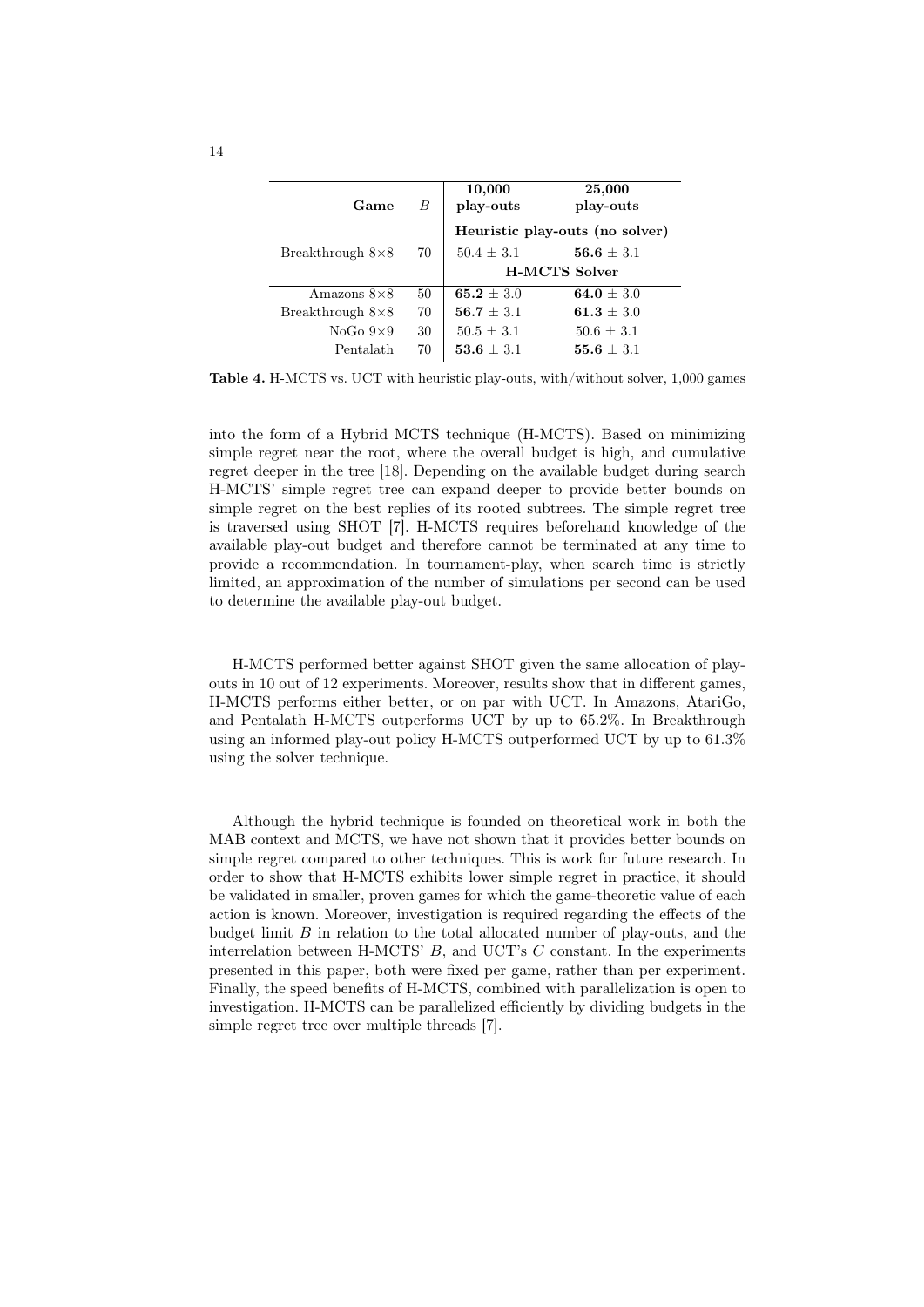| Game | $B$ | 10,000 play-outs | 25,000 play-outs |
|---|---|---|---|
| | | Heuristic play-outs (no solver) | |
| Breakthrough 8×8 | 70 | 50.4 ± 3.1 | **56.6** ± 3.1 |
| | | H-MCTS Solver | |
| Amazons 8×8 | 50 | **65.2** ± 3.0 | **64.0** ± 3.0 |
| Breakthrough 8×8 | 70 | **56.7** ± 3.1 | **61.3** ± 3.0 |
| NoGo 9×9 | 30 | 50.5 ± 3.1 | 50.6 ± 3.1 |
| Pentalath | 70 | **53.6** ± 3.1 | **55.6** ± 3.1 |

**Table 4.** H-MCTS vs. UCT with heuristic play-outs, with/without solver, 1,000 games

into the form of a Hybrid MCTS technique (H-MCTS). Based on minimizing simple regret near the root, where the overall budget is high, and cumulative regret deeper in the tree [18]. Depending on the available budget during search H-MCTS' simple regret tree can expand deeper to provide better bounds on simple regret on the best replies of its rooted subtrees. The simple regret tree is traversed using SHOT [7]. H-MCTS requires beforehand knowledge of the available play-out budget and therefore cannot be terminated at any time to provide a recommendation. In tournament-play, when search time is strictly limited, an approximation of the number of simulations per second can be used to determine the available play-out budget.

H-MCTS performed better against SHOT given the same allocation of play-outs in 10 out of 12 experiments. Moreover, results show that in different games, H-MCTS performs either better, or on par with UCT. In Amazons, AtariGo, and Pentalath H-MCTS outperforms UCT by up to 65.2%. In Breakthrough using an informed play-out policy H-MCTS outperformed UCT by up to 61.3% using the solver technique.

Although the hybrid technique is founded on theoretical work in both the MAB context and MCTS, we have not shown that it provides better bounds on simple regret compared to other techniques. This is work for future research. In order to show that H-MCTS exhibits lower simple regret in practice, it should be validated in smaller, proven games for which the game-theoretic value of each action is known. Moreover, investigation is required regarding the effects of the budget limit $B$ in relation to the total allocated number of play-outs, and the interrelation between H-MCTS' $B$, and UCT's $C$ constant. In the experiments presented in this paper, both were fixed per game, rather than per experiment. Finally, the speed benefits of H-MCTS, combined with parallelization is open to investigation. H-MCTS can be parallelized efficiently by dividing budgets in the simple regret tree over multiple threads [7].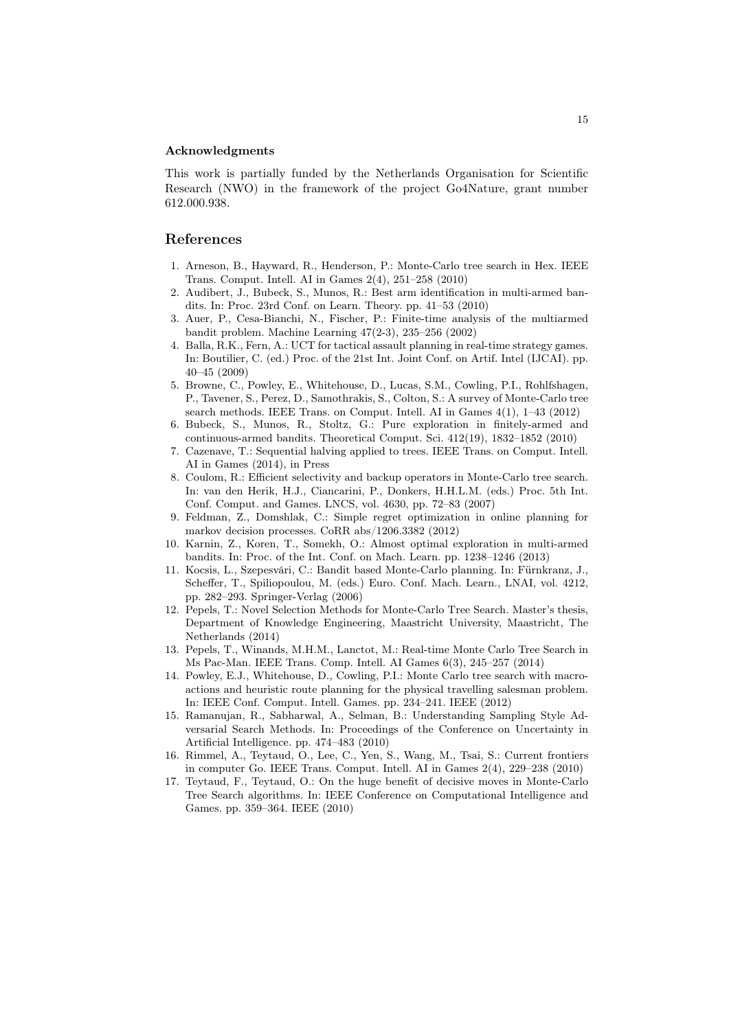### Acknowledgments

This work is partially funded by the Netherlands Organisation for Scientific Research (NWO) in the framework of the project Go4Nature, grant number 612.000.938.

## References

1. Arneson, B., Hayward, R., Henderson, P.: Monte-Carlo tree search in Hex. IEEE Trans. Comput. Intell. AI in Games 2(4), 251–258 (2010)
2. Audibert, J., Bubeck, S., Munos, R.: Best arm identification in multi-armed bandits. In: Proc. 23rd Conf. on Learn. Theory. pp. 41–53 (2010)
3. Auer, P., Cesa-Bianchi, N., Fischer, P.: Finite-time analysis of the multiarmed bandit problem. Machine Learning 47(2-3), 235–256 (2002)
4. Balla, R.K., Fern, A.: UCT for tactical assault planning in real-time strategy games. In: Boutilier, C. (ed.) Proc. of the 21st Int. Joint Conf. on Artif. Intel (IJCAI). pp. 40–45 (2009)
5. Browne, C., Powley, E., Whitehouse, D., Lucas, S.M., Cowling, P.I., Rohlfshagen, P., Tavener, S., Perez, D., Samothrakis, S., Colton, S.: A survey of Monte-Carlo tree search methods. IEEE Trans. on Comput. Intell. AI in Games 4(1), 1–43 (2012)
6. Bubeck, S., Munos, R., Stoltz, G.: Pure exploration in finitely-armed and continuous-armed bandits. Theoretical Comput. Sci. 412(19), 1832–1852 (2010)
7. Cazenave, T.: Sequential halving applied to trees. IEEE Trans. on Comput. Intell. AI in Games (2014), in Press
8. Coulom, R.: Efficient selectivity and backup operators in Monte-Carlo tree search. In: van den Herik, H.J., Ciancarini, P., Donkers, H.H.L.M. (eds.) Proc. 5th Int. Conf. Comput. and Games. LNCS, vol. 4630, pp. 72–83 (2007)
9. Feldman, Z., Domshlak, C.: Simple regret optimization in online planning for markov decision processes. CoRR abs/1206.3382 (2012)
10. Karnin, Z., Koren, T., Somekh, O.: Almost optimal exploration in multi-armed bandits. In: Proc. of the Int. Conf. on Mach. Learn. pp. 1238–1246 (2013)
11. Kocsis, L., Szepesvári, C.: Bandit based Monte-Carlo planning. In: Fürnkranz, J., Scheffer, T., Spiliopoulou, M. (eds.) Euro. Conf. Mach. Learn., LNAI, vol. 4212, pp. 282–293. Springer-Verlag (2006)
12. Pepels, T.: Novel Selection Methods for Monte-Carlo Tree Search. Master's thesis, Department of Knowledge Engineering, Maastricht University, Maastricht, The Netherlands (2014)
13. Pepels, T., Winands, M.H.M., Lanctot, M.: Real-time Monte Carlo Tree Search in Ms Pac-Man. IEEE Trans. Comp. Intell. AI Games 6(3), 245–257 (2014)
14. Powley, E.J., Whitehouse, D., Cowling, P.I.: Monte Carlo tree search with macro-actions and heuristic route planning for the physical travelling salesman problem. In: IEEE Conf. Comput. Intell. Games. pp. 234–241. IEEE (2012)
15. Ramanujan, R., Sabharwal, A., Selman, B.: Understanding Sampling Style Adversarial Search Methods. In: Proceedings of the Conference on Uncertainty in Artificial Intelligence. pp. 474–483 (2010)
16. Rimmel, A., Teytaud, O., Lee, C., Yen, S., Wang, M., Tsai, S.: Current frontiers in computer Go. IEEE Trans. Comput. Intell. AI in Games 2(4), 229–238 (2010)
17. Teytaud, F., Teytaud, O.: On the huge benefit of decisive moves in Monte-Carlo Tree Search algorithms. In: IEEE Conference on Computational Intelligence and Games. pp. 359–364. IEEE (2010)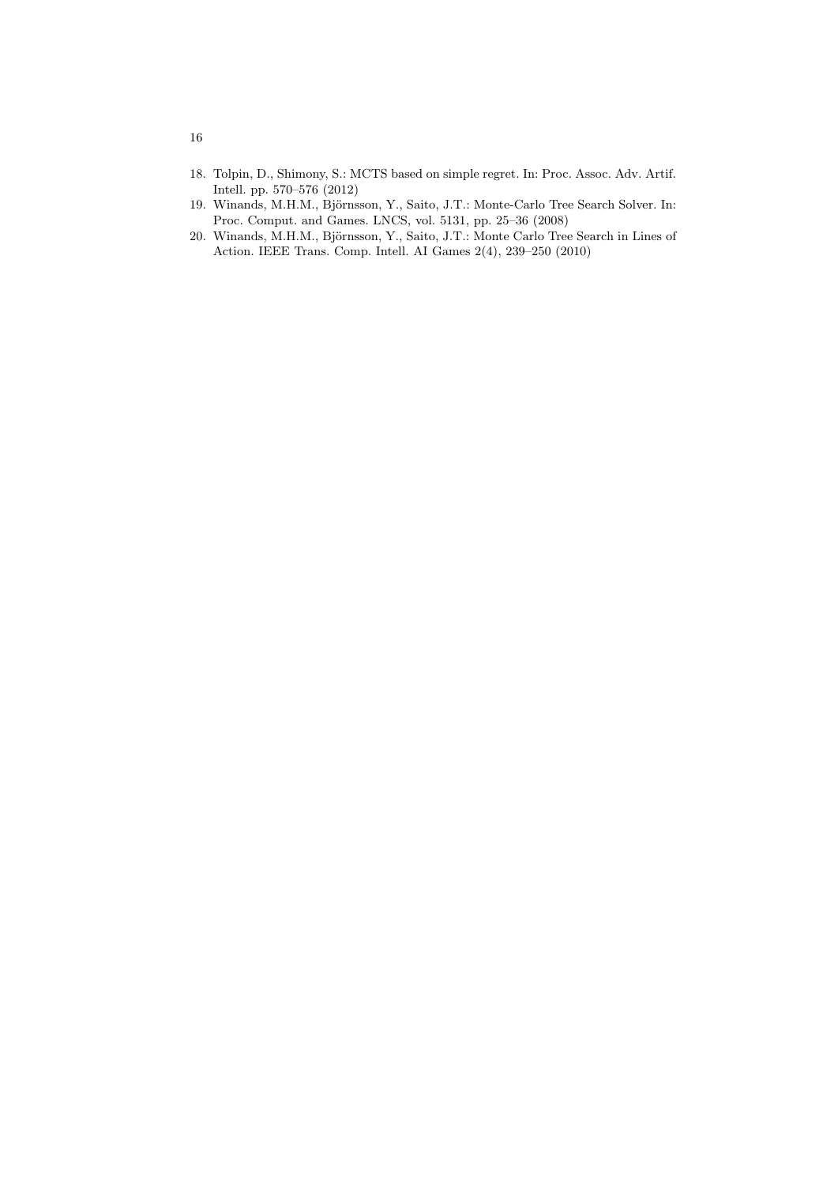18. Tolpin, D., Shimony, S.: MCTS based on simple regret. In: Proc. Assoc. Adv. Artif. Intell. pp. 570–576 (2012)
19. Winands, M.H.M., Björnsson, Y., Saito, J.T.: Monte-Carlo Tree Search Solver. In: Proc. Comput. and Games. LNCS, vol. 5131, pp. 25–36 (2008)
20. Winands, M.H.M., Björnsson, Y., Saito, J.T.: Monte Carlo Tree Search in Lines of Action. IEEE Trans. Comp. Intell. AI Games 2(4), 239–250 (2010)